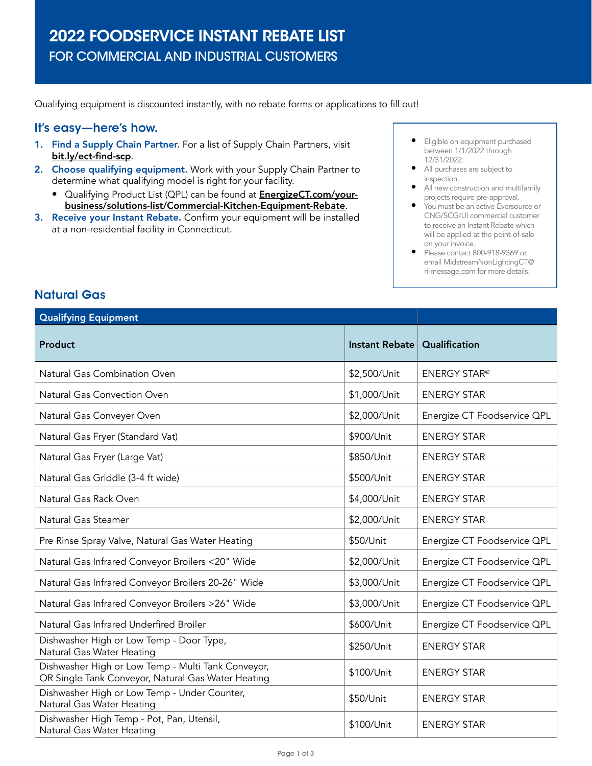# 2022 FOODSERVICE INSTANT REBATE LIST

## FOR COMMERCIAL AND INDUSTRIAL CUSTOMERS

Qualifying equipment is discounted instantly, with no rebate forms or applications to fill out!

### It's easy—here's how.

1. **Find a Supply Chain Partner.** For a list of Supply Chain Partners, visit **bit.ly/ect-find-scp**.
2. **Choose qualifying equipment.** Work with your Supply Chain Partner to determine what qualifying model is right for your facility.
   - Qualifying Product List (QPL) can be found at **EnergizeCT.com/your-business/solutions-list/Commercial-Kitchen-Equipment-Rebate**.
3. **Receive your Instant Rebate.** Confirm your equipment will be installed at a non-residential facility in Connecticut.

- Eligible on equipment purchased between 1/1/2022 through 12/31/2022.
- All purchases are subject to inspection.
- All new construction and multifamily projects require pre-approval.
- You must be an active Eversource or CNG/SCG/UI commercial customer to receive an Instant Rebate which will be applied at the point-of-sale on your invoice.
- Please contact 800-918-9369 or email MidstreamNonLightingCT@ri-message.com for more details.

## Natural Gas

| Qualifying Equipment | | |
|---|---|---|
| **Product** | **Instant Rebate** | **Qualification** |
| Natural Gas Combination Oven | $2,500/Unit | ENERGY STAR® |
| Natural Gas Convection Oven | $1,000/Unit | ENERGY STAR |
| Natural Gas Conveyer Oven | $2,000/Unit | Energize CT Foodservice QPL |
| Natural Gas Fryer (Standard Vat) | $900/Unit | ENERGY STAR |
| Natural Gas Fryer (Large Vat) | $850/Unit | ENERGY STAR |
| Natural Gas Griddle (3-4 ft wide) | $500/Unit | ENERGY STAR |
| Natural Gas Rack Oven | $4,000/Unit | ENERGY STAR |
| Natural Gas Steamer | $2,000/Unit | ENERGY STAR |
| Pre Rinse Spray Valve, Natural Gas Water Heating | $50/Unit | Energize CT Foodservice QPL |
| Natural Gas Infrared Conveyor Broilers <20" Wide | $2,000/Unit | Energize CT Foodservice QPL |
| Natural Gas Infrared Conveyor Broilers 20-26" Wide | $3,000/Unit | Energize CT Foodservice QPL |
| Natural Gas Infrared Conveyor Broilers >26" Wide | $3,000/Unit | Energize CT Foodservice QPL |
| Natural Gas Infrared Underfired Broiler | $600/Unit | Energize CT Foodservice QPL |
| Dishwasher High or Low Temp - Door Type, Natural Gas Water Heating | $250/Unit | ENERGY STAR |
| Dishwasher High or Low Temp - Multi Tank Conveyor, OR Single Tank Conveyor, Natural Gas Water Heating | $100/Unit | ENERGY STAR |
| Dishwasher High or Low Temp - Under Counter, Natural Gas Water Heating | $50/Unit | ENERGY STAR |
| Dishwasher High Temp - Pot, Pan, Utensil, Natural Gas Water Heating | $100/Unit | ENERGY STAR |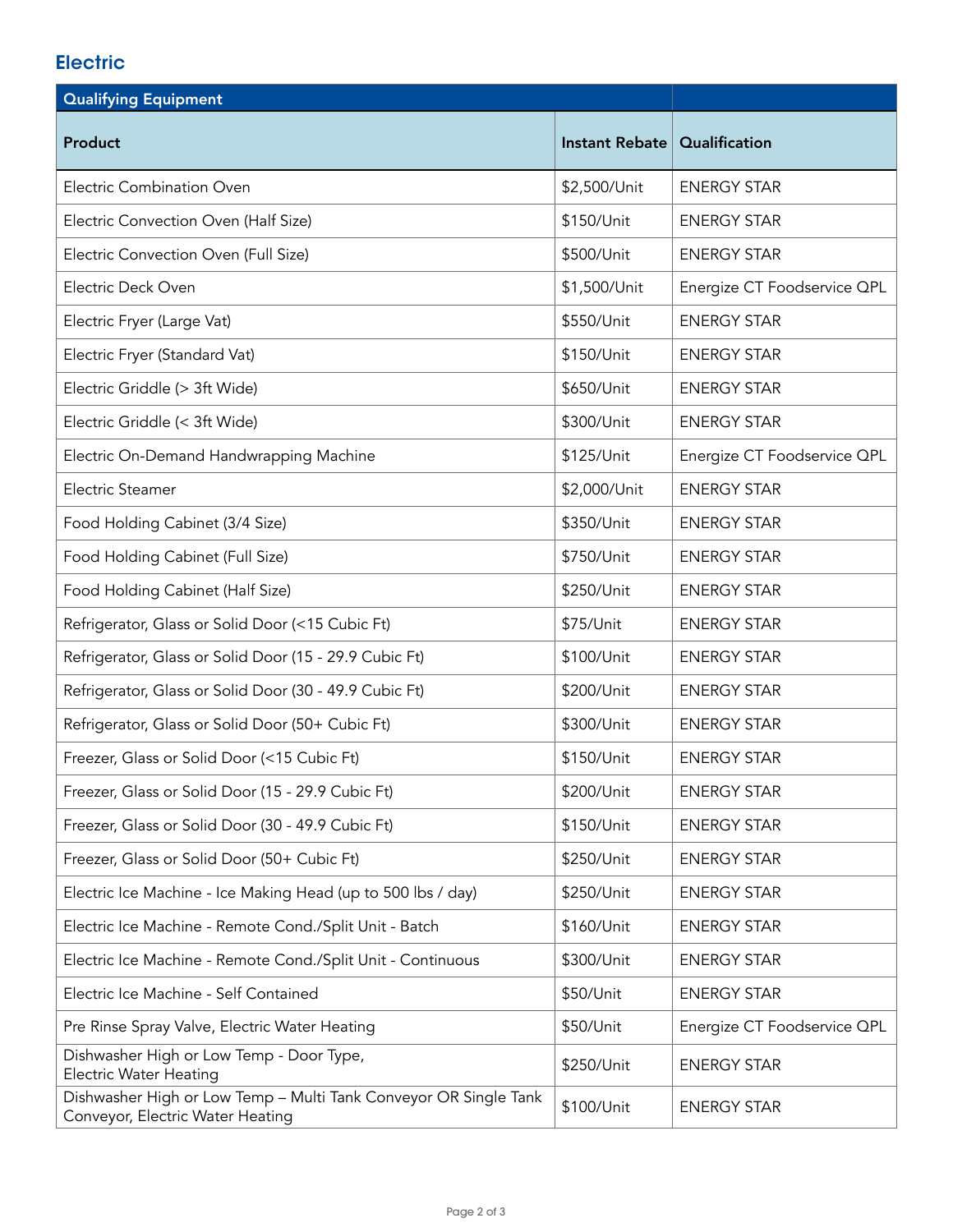## Electric

| Qualifying Equipment | | |
|---|---|---|
| **Product** | **Instant Rebate** | **Qualification** |
| Electric Combination Oven | $2,500/Unit | ENERGY STAR |
| Electric Convection Oven (Half Size) | $150/Unit | ENERGY STAR |
| Electric Convection Oven (Full Size) | $500/Unit | ENERGY STAR |
| Electric Deck Oven | $1,500/Unit | Energize CT Foodservice QPL |
| Electric Fryer (Large Vat) | $550/Unit | ENERGY STAR |
| Electric Fryer (Standard Vat) | $150/Unit | ENERGY STAR |
| Electric Griddle (> 3ft Wide) | $650/Unit | ENERGY STAR |
| Electric Griddle (< 3ft Wide) | $300/Unit | ENERGY STAR |
| Electric On-Demand Handwrapping Machine | $125/Unit | Energize CT Foodservice QPL |
| Electric Steamer | $2,000/Unit | ENERGY STAR |
| Food Holding Cabinet (3/4 Size) | $350/Unit | ENERGY STAR |
| Food Holding Cabinet (Full Size) | $750/Unit | ENERGY STAR |
| Food Holding Cabinet (Half Size) | $250/Unit | ENERGY STAR |
| Refrigerator, Glass or Solid Door (<15 Cubic Ft) | $75/Unit | ENERGY STAR |
| Refrigerator, Glass or Solid Door (15 - 29.9 Cubic Ft) | $100/Unit | ENERGY STAR |
| Refrigerator, Glass or Solid Door (30 - 49.9 Cubic Ft) | $200/Unit | ENERGY STAR |
| Refrigerator, Glass or Solid Door (50+ Cubic Ft) | $300/Unit | ENERGY STAR |
| Freezer, Glass or Solid Door (<15 Cubic Ft) | $150/Unit | ENERGY STAR |
| Freezer, Glass or Solid Door (15 - 29.9 Cubic Ft) | $200/Unit | ENERGY STAR |
| Freezer, Glass or Solid Door (30 - 49.9 Cubic Ft) | $150/Unit | ENERGY STAR |
| Freezer, Glass or Solid Door (50+ Cubic Ft) | $250/Unit | ENERGY STAR |
| Electric Ice Machine - Ice Making Head (up to 500 lbs / day) | $250/Unit | ENERGY STAR |
| Electric Ice Machine - Remote Cond./Split Unit - Batch | $160/Unit | ENERGY STAR |
| Electric Ice Machine - Remote Cond./Split Unit - Continuous | $300/Unit | ENERGY STAR |
| Electric Ice Machine - Self Contained | $50/Unit | ENERGY STAR |
| Pre Rinse Spray Valve, Electric Water Heating | $50/Unit | Energize CT Foodservice QPL |
| Dishwasher High or Low Temp - Door Type, Electric Water Heating | $250/Unit | ENERGY STAR |
| Dishwasher High or Low Temp – Multi Tank Conveyor OR Single Tank Conveyor, Electric Water Heating | $100/Unit | ENERGY STAR |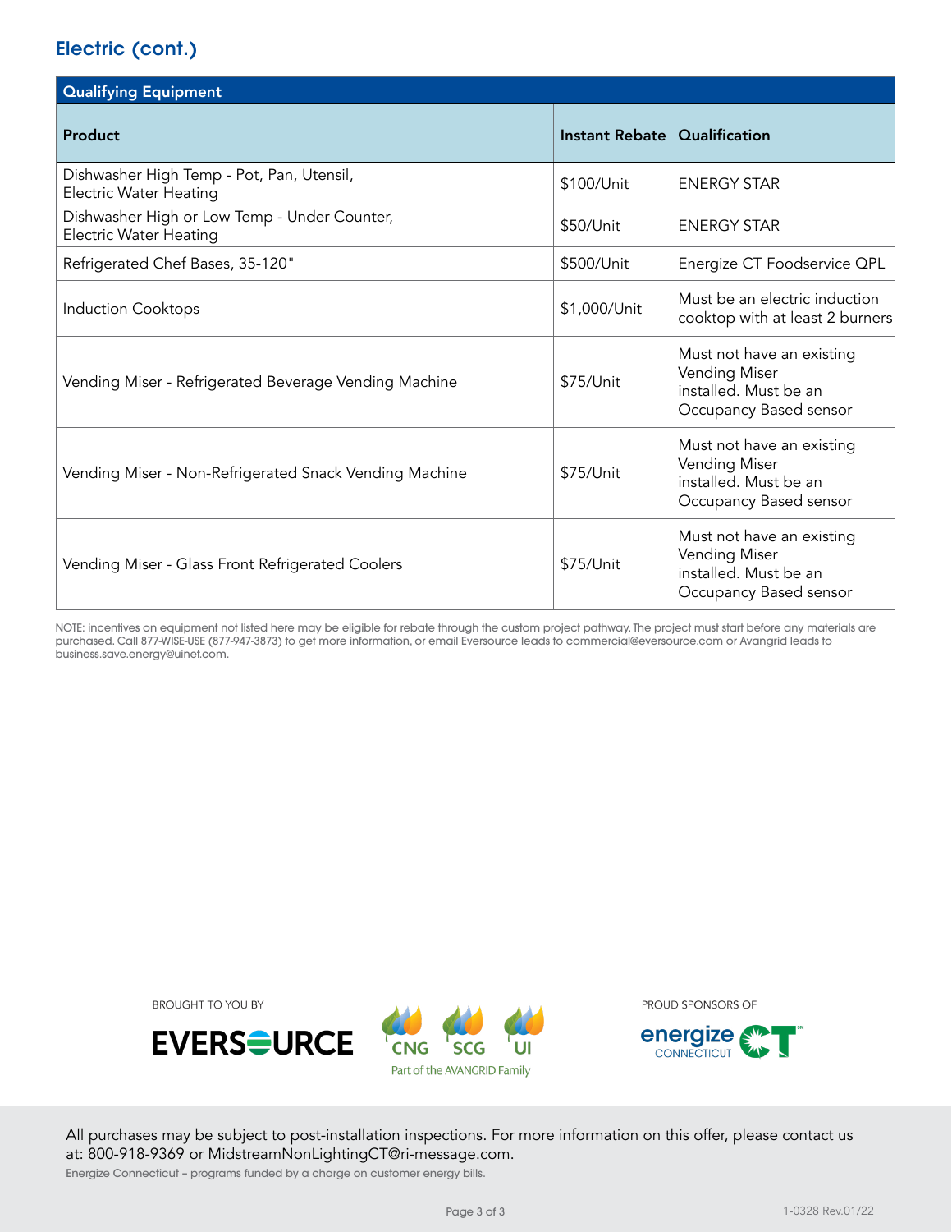## Electric (cont.)

| Qualifying Equipment | | |
|---|---|---|
| **Product** | **Instant Rebate** | **Qualification** |
| Dishwasher High Temp - Pot, Pan, Utensil, Electric Water Heating | $100/Unit | ENERGY STAR |
| Dishwasher High or Low Temp - Under Counter, Electric Water Heating | $50/Unit | ENERGY STAR |
| Refrigerated Chef Bases, 35-120" | $500/Unit | Energize CT Foodservice QPL |
| Induction Cooktops | $1,000/Unit | Must be an electric induction cooktop with at least 2 burners |
| Vending Miser - Refrigerated Beverage Vending Machine | $75/Unit | Must not have an existing Vending Miser installed. Must be an Occupancy Based sensor |
| Vending Miser - Non-Refrigerated Snack Vending Machine | $75/Unit | Must not have an existing Vending Miser installed. Must be an Occupancy Based sensor |
| Vending Miser - Glass Front Refrigerated Coolers | $75/Unit | Must not have an existing Vending Miser installed. Must be an Occupancy Based sensor |

NOTE: incentives on equipment not listed here may be eligible for rebate through the custom project pathway. The project must start before any materials are purchased. Call 877-WISE-USE (877-947-3873) to get more information, or email Eversource leads to commercial@eversource.com or Avangrid leads to business.save.energy@uinet.com.

BROUGHT TO YOU BY

EVERSOURCE

CNG SCG UI

Part of the AVANGRID Family

PROUD SPONSORS OF

energize CONNECTICUT

All purchases may be subject to post-installation inspections. For more information on this offer, please contact us at: 800-918-9369 or MidstreamNonLightingCT@ri-message.com.

Energize Connecticut – programs funded by a charge on customer energy bills.

1-0328 Rev.01/22